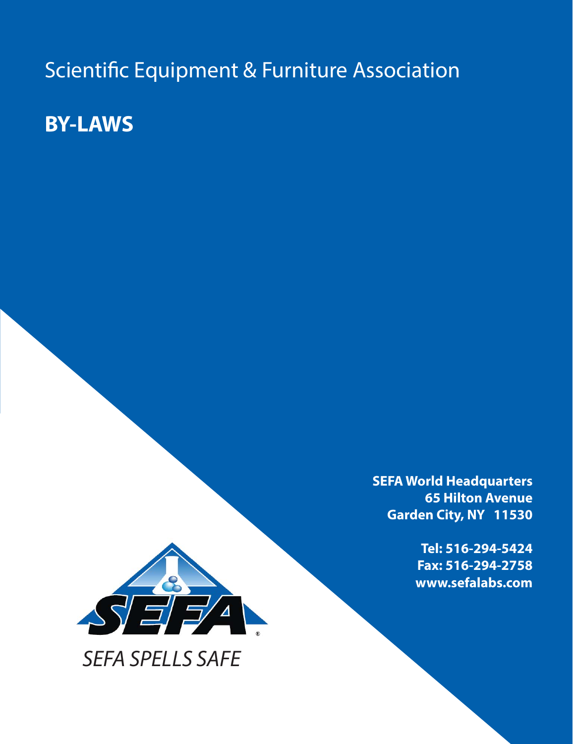Scientific Equipment & Furniture Association

# BY-LAWS

**SEFA World Headquarters**
**65 Hilton Avenue**
**Garden City, NY 11530**

**Tel: 516-294-5424**
**Fax: 516-294-2758**
**www.sefalabs.com**

SEFA®

*SEFA SPELLS SAFE*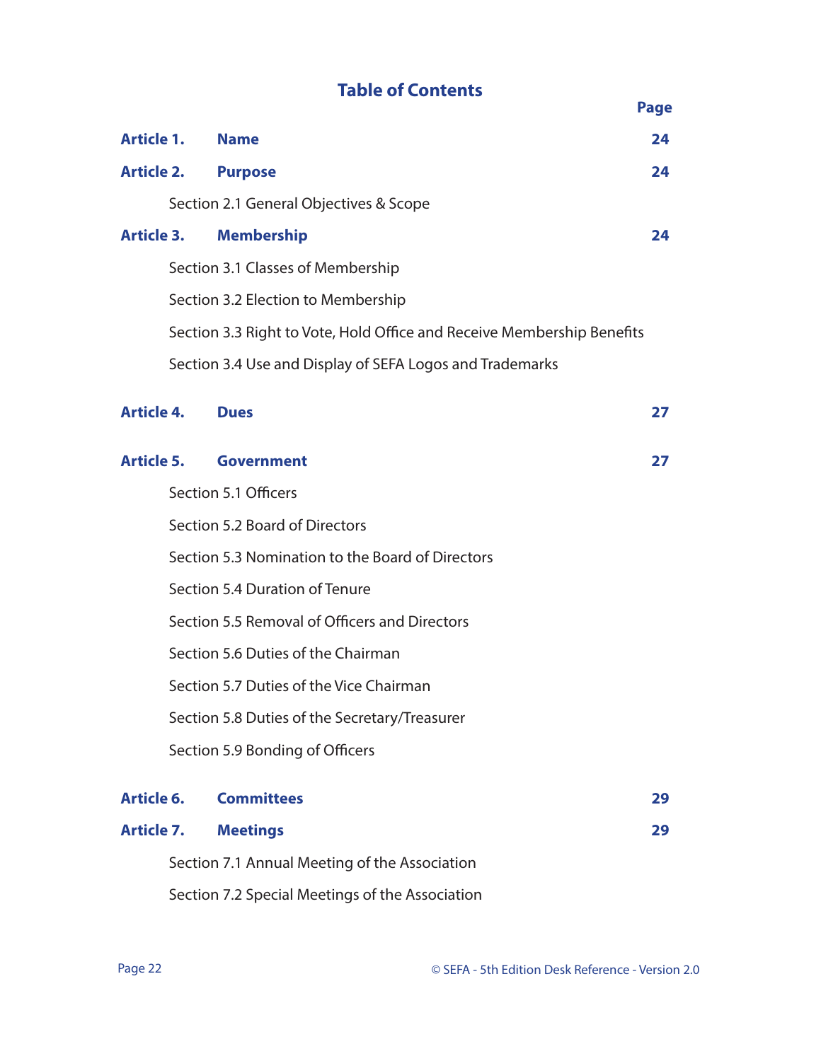## Table of Contents

| | | Page |
|---|---|---|
| **Article 1.** | **Name** | **24** |
| **Article 2.** | **Purpose** | **24** |
| | Section 2.1 General Objectives & Scope | |
| **Article 3.** | **Membership** | **24** |
| | Section 3.1 Classes of Membership | |
| | Section 3.2 Election to Membership | |
| | Section 3.3 Right to Vote, Hold Office and Receive Membership Benefits | |
| | Section 3.4 Use and Display of SEFA Logos and Trademarks | |
| **Article 4.** | **Dues** | **27** |
| **Article 5.** | **Government** | **27** |
| | Section 5.1 Officers | |
| | Section 5.2 Board of Directors | |
| | Section 5.3 Nomination to the Board of Directors | |
| | Section 5.4 Duration of Tenure | |
| | Section 5.5 Removal of Officers and Directors | |
| | Section 5.6 Duties of the Chairman | |
| | Section 5.7 Duties of the Vice Chairman | |
| | Section 5.8 Duties of the Secretary/Treasurer | |
| | Section 5.9 Bonding of Officers | |
| **Article 6.** | **Committees** | **29** |
| **Article 7.** | **Meetings** | **29** |
| | Section 7.1 Annual Meeting of the Association | |
| | Section 7.2 Special Meetings of the Association | |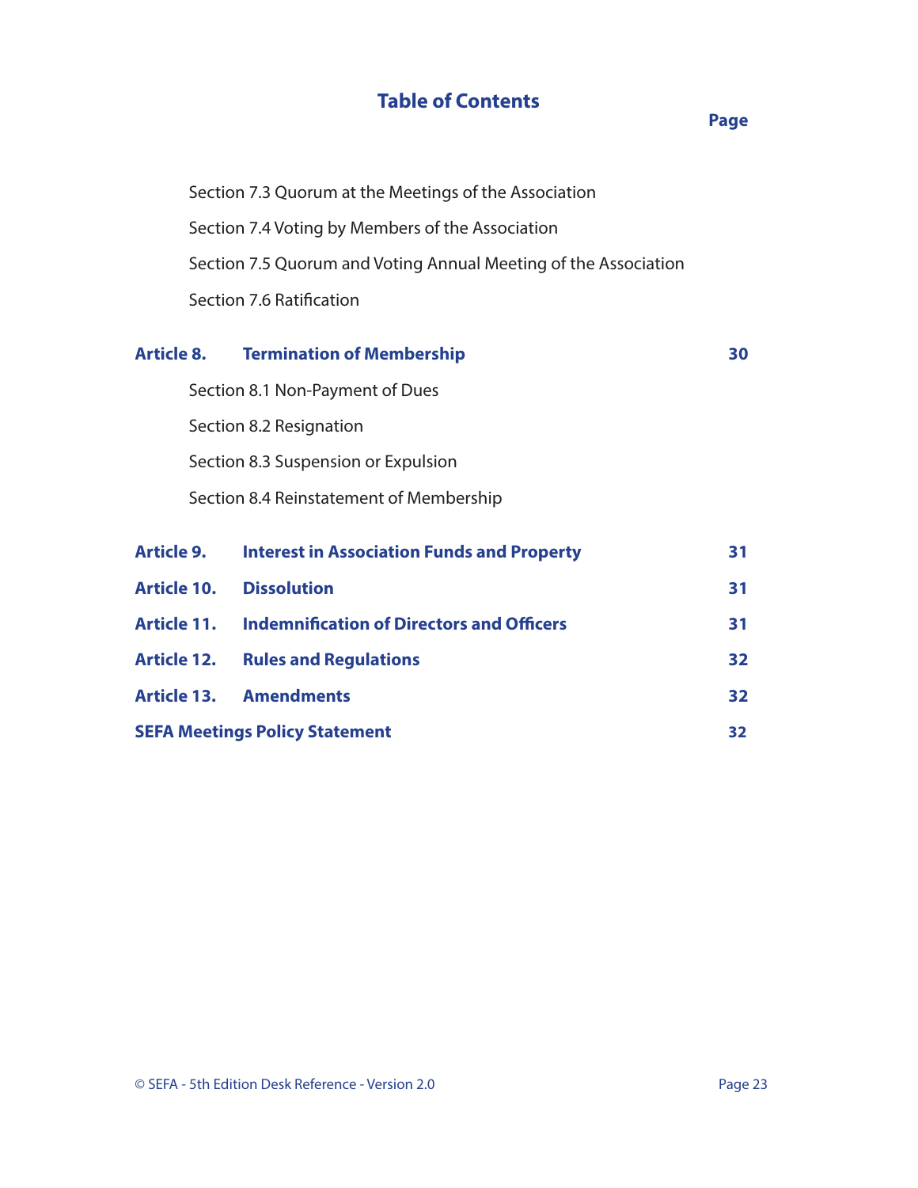## Table of Contents

| | | Page |
|---|---|---|
| | Section 7.3 Quorum at the Meetings of the Association | |
| | Section 7.4 Voting by Members of the Association | |
| | Section 7.5 Quorum and Voting Annual Meeting of the Association | |
| | Section 7.6 Ratification | |
| **Article 8.** | **Termination of Membership** | **30** |
| | Section 8.1 Non-Payment of Dues | |
| | Section 8.2 Resignation | |
| | Section 8.3 Suspension or Expulsion | |
| | Section 8.4 Reinstatement of Membership | |
| **Article 9.** | **Interest in Association Funds and Property** | **31** |
| **Article 10.** | **Dissolution** | **31** |
| **Article 11.** | **Indemnification of Directors and Officers** | **31** |
| **Article 12.** | **Rules and Regulations** | **32** |
| **Article 13.** | **Amendments** | **32** |
| **SEFA Meetings Policy Statement** | | **32** |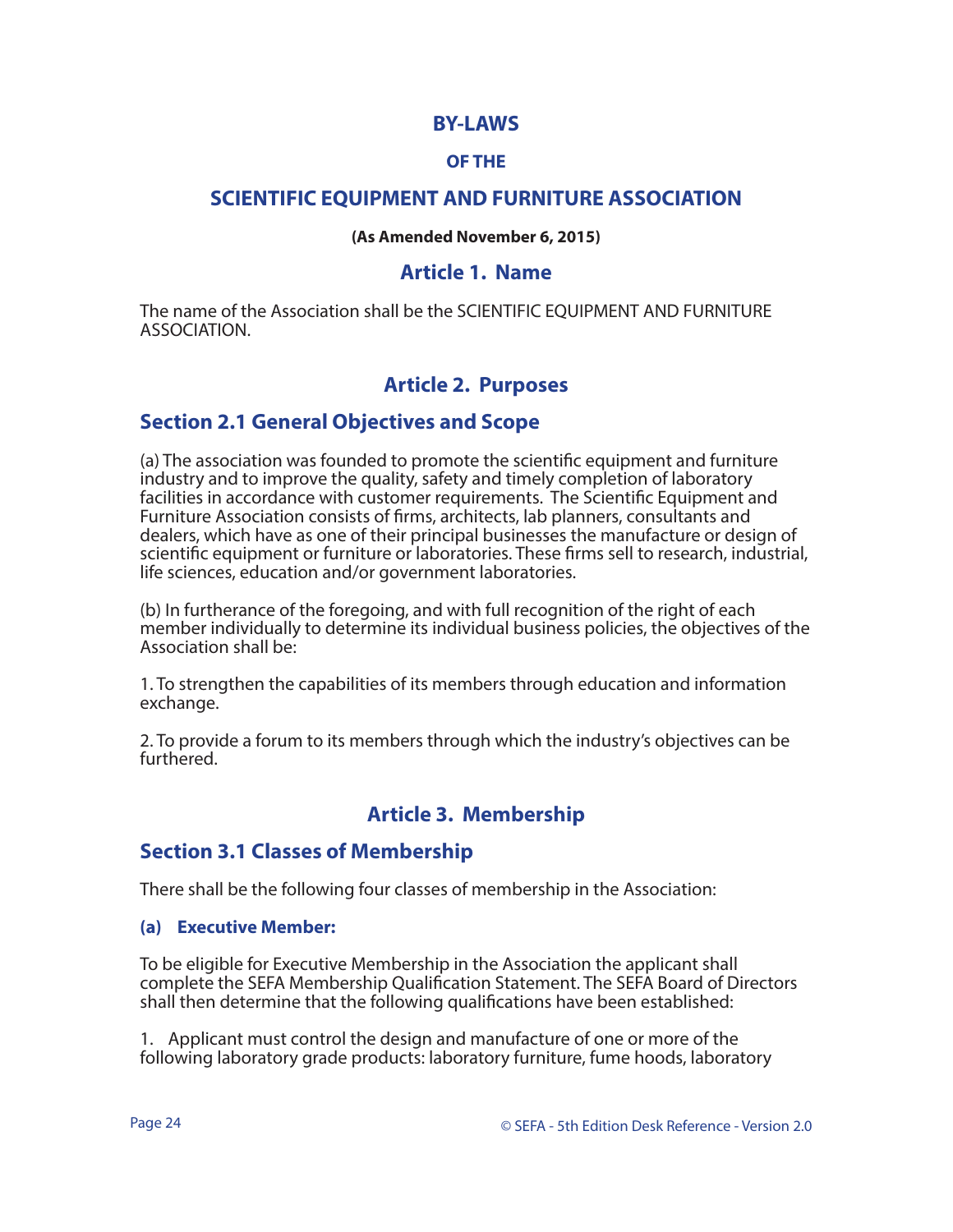# BY-LAWS

## OF THE

# SCIENTIFIC EQUIPMENT AND FURNITURE ASSOCIATION

**(As Amended November 6, 2015)**

## Article 1. Name

The name of the Association shall be the SCIENTIFIC EQUIPMENT AND FURNITURE ASSOCIATION.

## Article 2. Purposes

### Section 2.1 General Objectives and Scope

(a) The association was founded to promote the scientific equipment and furniture industry and to improve the quality, safety and timely completion of laboratory facilities in accordance with customer requirements. The Scientific Equipment and Furniture Association consists of firms, architects, lab planners, consultants and dealers, which have as one of their principal businesses the manufacture or design of scientific equipment or furniture or laboratories. These firms sell to research, industrial, life sciences, education and/or government laboratories.

(b) In furtherance of the foregoing, and with full recognition of the right of each member individually to determine its individual business policies, the objectives of the Association shall be:

1. To strengthen the capabilities of its members through education and information exchange.

2. To provide a forum to its members through which the industry's objectives can be furthered.

## Article 3. Membership

### Section 3.1 Classes of Membership

There shall be the following four classes of membership in the Association:

#### (a) Executive Member:

To be eligible for Executive Membership in the Association the applicant shall complete the SEFA Membership Qualification Statement. The SEFA Board of Directors shall then determine that the following qualifications have been established:

1. Applicant must control the design and manufacture of one or more of the following laboratory grade products: laboratory furniture, fume hoods, laboratory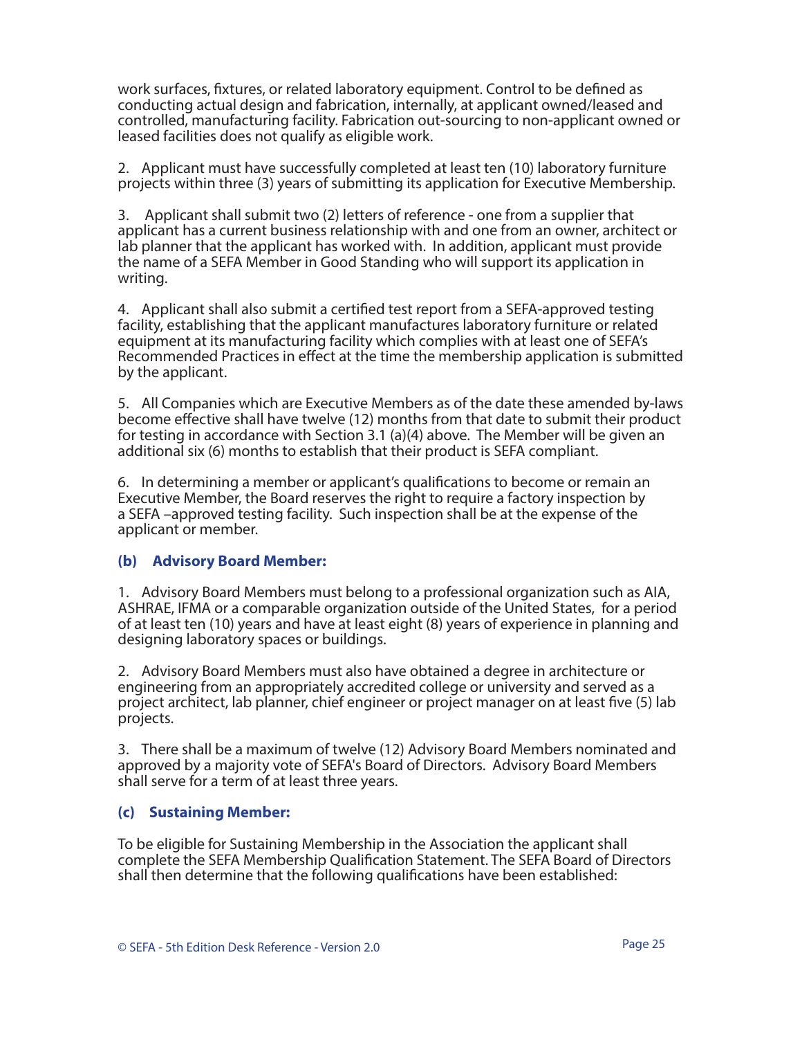work surfaces, fixtures, or related laboratory equipment. Control to be defined as conducting actual design and fabrication, internally, at applicant owned/leased and controlled, manufacturing facility. Fabrication out-sourcing to non-applicant owned or leased facilities does not qualify as eligible work.

2. Applicant must have successfully completed at least ten (10) laboratory furniture projects within three (3) years of submitting its application for Executive Membership.

3. Applicant shall submit two (2) letters of reference - one from a supplier that applicant has a current business relationship with and one from an owner, architect or lab planner that the applicant has worked with. In addition, applicant must provide the name of a SEFA Member in Good Standing who will support its application in writing.

4. Applicant shall also submit a certified test report from a SEFA-approved testing facility, establishing that the applicant manufactures laboratory furniture or related equipment at its manufacturing facility which complies with at least one of SEFA's Recommended Practices in effect at the time the membership application is submitted by the applicant.

5. All Companies which are Executive Members as of the date these amended by-laws become effective shall have twelve (12) months from that date to submit their product for testing in accordance with Section 3.1 (a)(4) above. The Member will be given an additional six (6) months to establish that their product is SEFA compliant.

6. In determining a member or applicant's qualifications to become or remain an Executive Member, the Board reserves the right to require a factory inspection by a SEFA –approved testing facility. Such inspection shall be at the expense of the applicant or member.

### (b) Advisory Board Member:

1. Advisory Board Members must belong to a professional organization such as AIA, ASHRAE, IFMA or a comparable organization outside of the United States, for a period of at least ten (10) years and have at least eight (8) years of experience in planning and designing laboratory spaces or buildings.

2. Advisory Board Members must also have obtained a degree in architecture or engineering from an appropriately accredited college or university and served as a project architect, lab planner, chief engineer or project manager on at least five (5) lab projects.

3. There shall be a maximum of twelve (12) Advisory Board Members nominated and approved by a majority vote of SEFA's Board of Directors. Advisory Board Members shall serve for a term of at least three years.

### (c) Sustaining Member:

To be eligible for Sustaining Membership in the Association the applicant shall complete the SEFA Membership Qualification Statement. The SEFA Board of Directors shall then determine that the following qualifications have been established: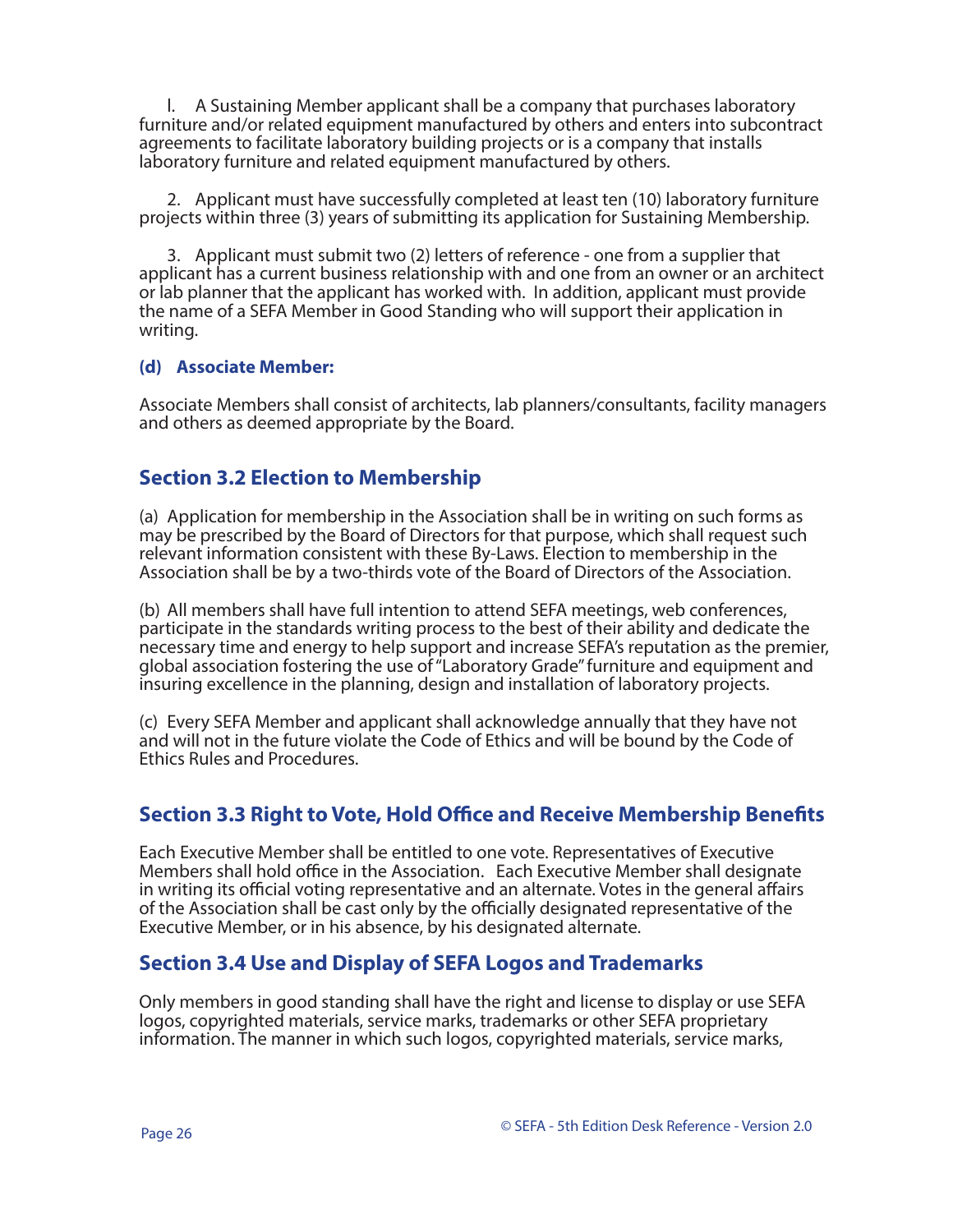1. A Sustaining Member applicant shall be a company that purchases laboratory furniture and/or related equipment manufactured by others and enters into subcontract agreements to facilitate laboratory building projects or is a company that installs laboratory furniture and related equipment manufactured by others.

2. Applicant must have successfully completed at least ten (10) laboratory furniture projects within three (3) years of submitting its application for Sustaining Membership.

3. Applicant must submit two (2) letters of reference - one from a supplier that applicant has a current business relationship with and one from an owner or an architect or lab planner that the applicant has worked with. In addition, applicant must provide the name of a SEFA Member in Good Standing who will support their application in writing.

**(d) Associate Member:**

Associate Members shall consist of architects, lab planners/consultants, facility managers and others as deemed appropriate by the Board.

## Section 3.2 Election to Membership

(a) Application for membership in the Association shall be in writing on such forms as may be prescribed by the Board of Directors for that purpose, which shall request such relevant information consistent with these By-Laws. Election to membership in the Association shall be by a two-thirds vote of the Board of Directors of the Association.

(b) All members shall have full intention to attend SEFA meetings, web conferences, participate in the standards writing process to the best of their ability and dedicate the necessary time and energy to help support and increase SEFA's reputation as the premier, global association fostering the use of "Laboratory Grade" furniture and equipment and insuring excellence in the planning, design and installation of laboratory projects.

(c) Every SEFA Member and applicant shall acknowledge annually that they have not and will not in the future violate the Code of Ethics and will be bound by the Code of Ethics Rules and Procedures.

## Section 3.3 Right to Vote, Hold Office and Receive Membership Benefits

Each Executive Member shall be entitled to one vote. Representatives of Executive Members shall hold office in the Association. Each Executive Member shall designate in writing its official voting representative and an alternate. Votes in the general affairs of the Association shall be cast only by the officially designated representative of the Executive Member, or in his absence, by his designated alternate.

## Section 3.4 Use and Display of SEFA Logos and Trademarks

Only members in good standing shall have the right and license to display or use SEFA logos, copyrighted materials, service marks, trademarks or other SEFA proprietary information. The manner in which such logos, copyrighted materials, service marks,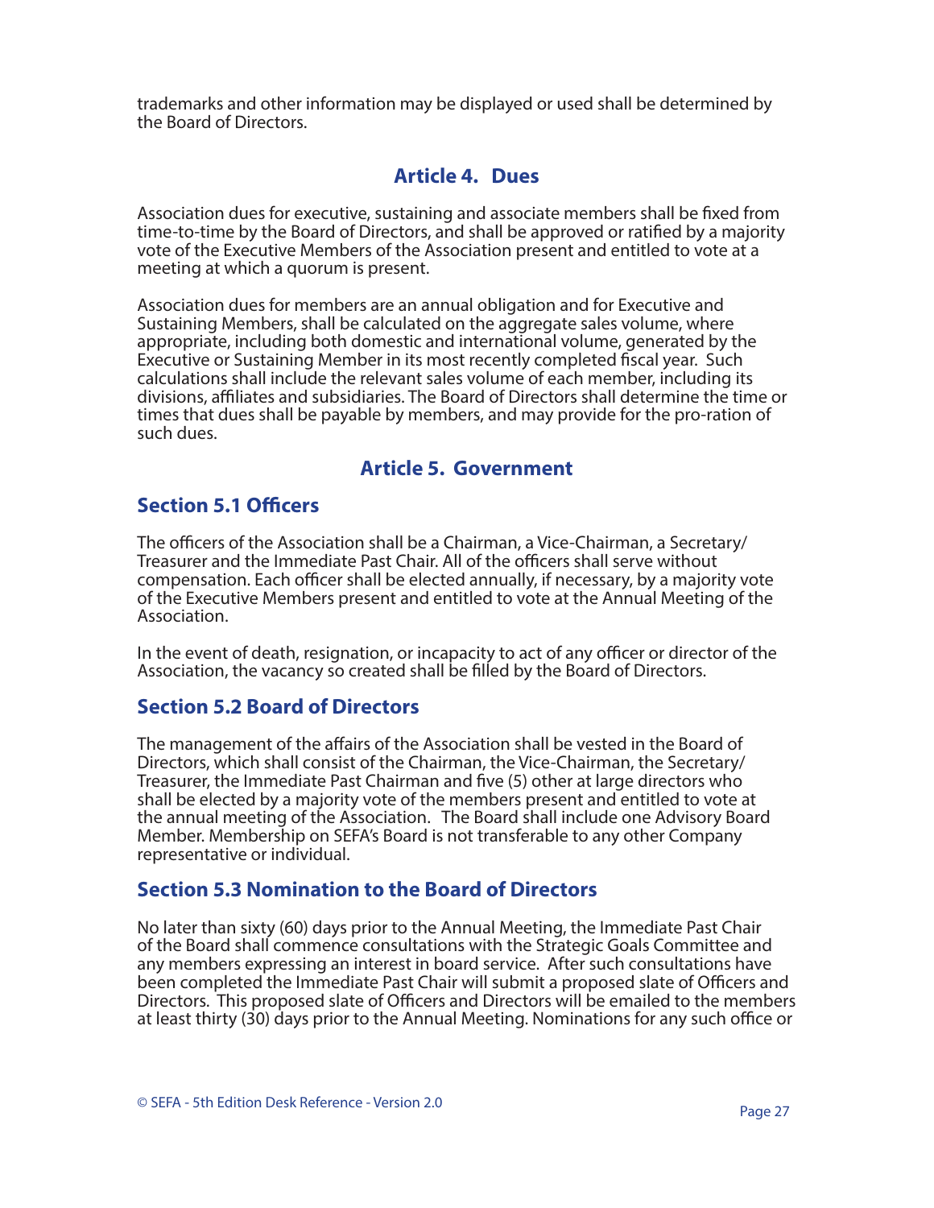trademarks and other information may be displayed or used shall be determined by the Board of Directors.

## Article 4. Dues

Association dues for executive, sustaining and associate members shall be fixed from time-to-time by the Board of Directors, and shall be approved or ratified by a majority vote of the Executive Members of the Association present and entitled to vote at a meeting at which a quorum is present.

Association dues for members are an annual obligation and for Executive and Sustaining Members, shall be calculated on the aggregate sales volume, where appropriate, including both domestic and international volume, generated by the Executive or Sustaining Member in its most recently completed fiscal year. Such calculations shall include the relevant sales volume of each member, including its divisions, affiliates and subsidiaries. The Board of Directors shall determine the time or times that dues shall be payable by members, and may provide for the pro-ration of such dues.

## Article 5. Government

### Section 5.1 Officers

The officers of the Association shall be a Chairman, a Vice-Chairman, a Secretary/Treasurer and the Immediate Past Chair. All of the officers shall serve without compensation. Each officer shall be elected annually, if necessary, by a majority vote of the Executive Members present and entitled to vote at the Annual Meeting of the Association.

In the event of death, resignation, or incapacity to act of any officer or director of the Association, the vacancy so created shall be filled by the Board of Directors.

### Section 5.2 Board of Directors

The management of the affairs of the Association shall be vested in the Board of Directors, which shall consist of the Chairman, the Vice-Chairman, the Secretary/Treasurer, the Immediate Past Chairman and five (5) other at large directors who shall be elected by a majority vote of the members present and entitled to vote at the annual meeting of the Association. The Board shall include one Advisory Board Member. Membership on SEFA's Board is not transferable to any other Company representative or individual.

### Section 5.3 Nomination to the Board of Directors

No later than sixty (60) days prior to the Annual Meeting, the Immediate Past Chair of the Board shall commence consultations with the Strategic Goals Committee and any members expressing an interest in board service. After such consultations have been completed the Immediate Past Chair will submit a proposed slate of Officers and Directors. This proposed slate of Officers and Directors will be emailed to the members at least thirty (30) days prior to the Annual Meeting. Nominations for any such office or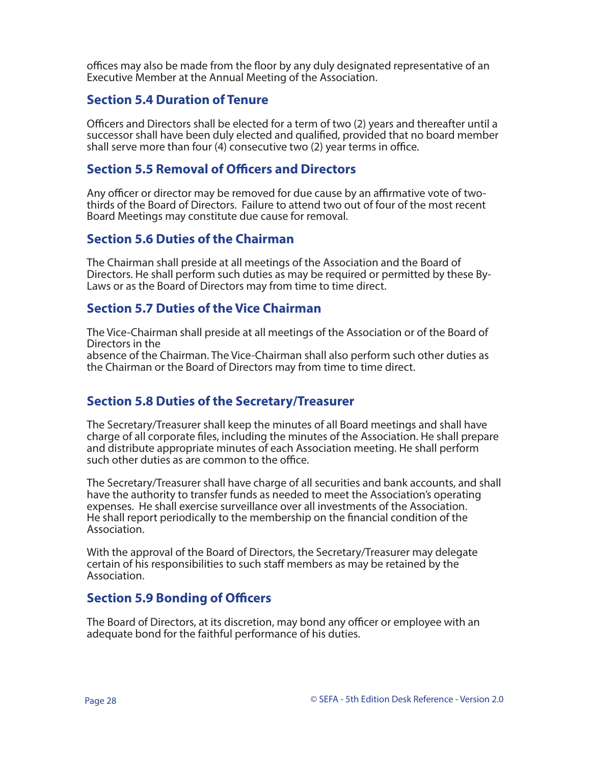offices may also be made from the floor by any duly designated representative of an Executive Member at the Annual Meeting of the Association.

## Section 5.4 Duration of Tenure

Officers and Directors shall be elected for a term of two (2) years and thereafter until a successor shall have been duly elected and qualified, provided that no board member shall serve more than four (4) consecutive two (2) year terms in office.

## Section 5.5 Removal of Officers and Directors

Any officer or director may be removed for due cause by an affirmative vote of two-thirds of the Board of Directors. Failure to attend two out of four of the most recent Board Meetings may constitute due cause for removal.

## Section 5.6 Duties of the Chairman

The Chairman shall preside at all meetings of the Association and the Board of Directors. He shall perform such duties as may be required or permitted by these By-Laws or as the Board of Directors may from time to time direct.

## Section 5.7 Duties of the Vice Chairman

The Vice-Chairman shall preside at all meetings of the Association or of the Board of Directors in the absence of the Chairman. The Vice-Chairman shall also perform such other duties as the Chairman or the Board of Directors may from time to time direct.

## Section 5.8 Duties of the Secretary/Treasurer

The Secretary/Treasurer shall keep the minutes of all Board meetings and shall have charge of all corporate files, including the minutes of the Association. He shall prepare and distribute appropriate minutes of each Association meeting. He shall perform such other duties as are common to the office.

The Secretary/Treasurer shall have charge of all securities and bank accounts, and shall have the authority to transfer funds as needed to meet the Association's operating expenses. He shall exercise surveillance over all investments of the Association. He shall report periodically to the membership on the financial condition of the Association.

With the approval of the Board of Directors, the Secretary/Treasurer may delegate certain of his responsibilities to such staff members as may be retained by the Association.

## Section 5.9 Bonding of Officers

The Board of Directors, at its discretion, may bond any officer or employee with an adequate bond for the faithful performance of his duties.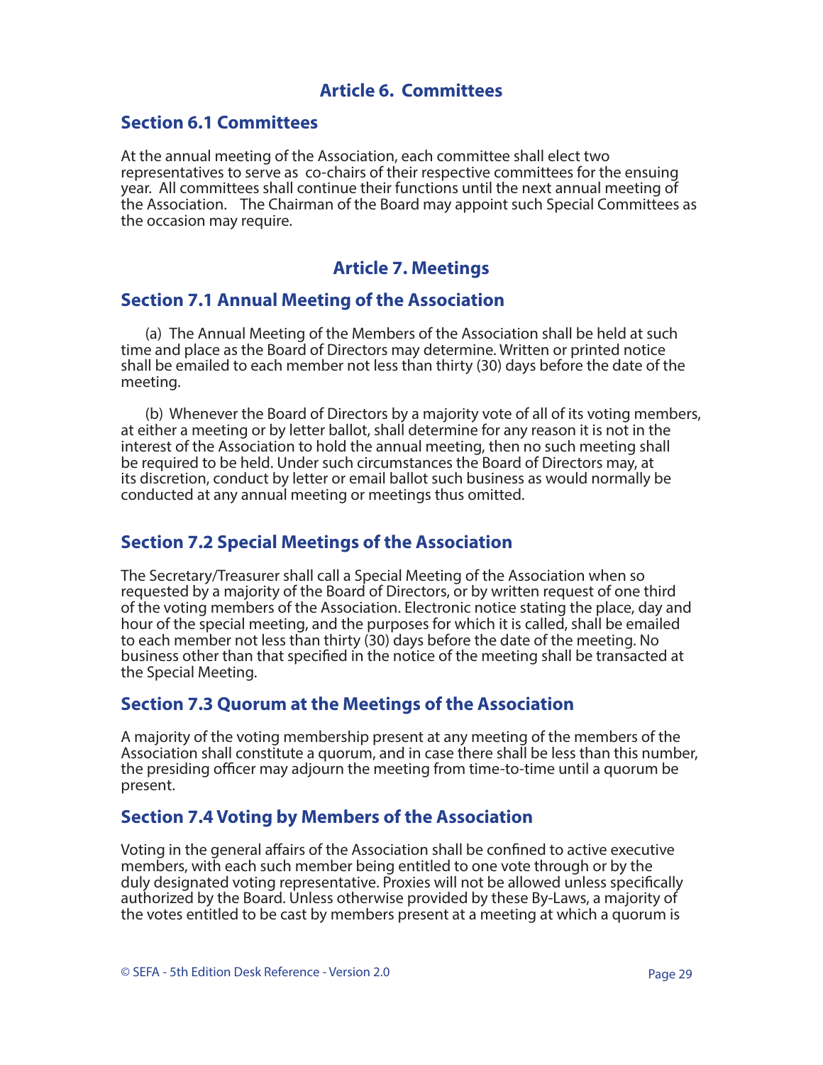## Article 6. Committees

### Section 6.1 Committees

At the annual meeting of the Association, each committee shall elect two representatives to serve as co-chairs of their respective committees for the ensuing year. All committees shall continue their functions until the next annual meeting of the Association. The Chairman of the Board may appoint such Special Committees as the occasion may require.

## Article 7. Meetings

### Section 7.1 Annual Meeting of the Association

(a) The Annual Meeting of the Members of the Association shall be held at such time and place as the Board of Directors may determine. Written or printed notice shall be emailed to each member not less than thirty (30) days before the date of the meeting.

(b) Whenever the Board of Directors by a majority vote of all of its voting members, at either a meeting or by letter ballot, shall determine for any reason it is not in the interest of the Association to hold the annual meeting, then no such meeting shall be required to be held. Under such circumstances the Board of Directors may, at its discretion, conduct by letter or email ballot such business as would normally be conducted at any annual meeting or meetings thus omitted.

### Section 7.2 Special Meetings of the Association

The Secretary/Treasurer shall call a Special Meeting of the Association when so requested by a majority of the Board of Directors, or by written request of one third of the voting members of the Association. Electronic notice stating the place, day and hour of the special meeting, and the purposes for which it is called, shall be emailed to each member not less than thirty (30) days before the date of the meeting. No business other than that specified in the notice of the meeting shall be transacted at the Special Meeting.

### Section 7.3 Quorum at the Meetings of the Association

A majority of the voting membership present at any meeting of the members of the Association shall constitute a quorum, and in case there shall be less than this number, the presiding officer may adjourn the meeting from time-to-time until a quorum be present.

### Section 7.4 Voting by Members of the Association

Voting in the general affairs of the Association shall be confined to active executive members, with each such member being entitled to one vote through or by the duly designated voting representative. Proxies will not be allowed unless specifically authorized by the Board. Unless otherwise provided by these By-Laws, a majority of the votes entitled to be cast by members present at a meeting at which a quorum is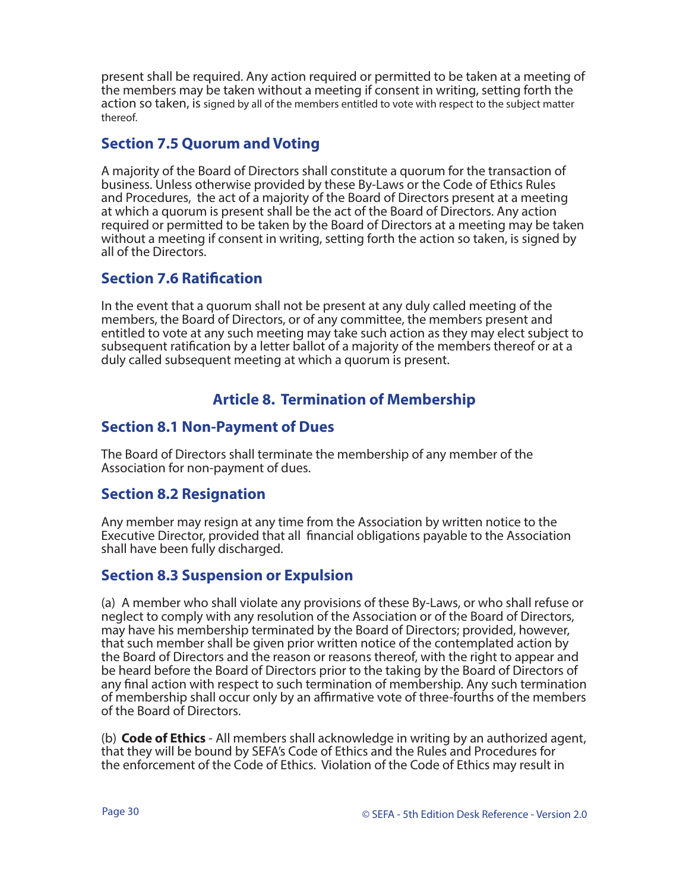present shall be required. Any action required or permitted to be taken at a meeting of the members may be taken without a meeting if consent in writing, setting forth the action so taken, is signed by all of the members entitled to vote with respect to the subject matter thereof.

### Section 7.5 Quorum and Voting

A majority of the Board of Directors shall constitute a quorum for the transaction of business. Unless otherwise provided by these By-Laws or the Code of Ethics Rules and Procedures, the act of a majority of the Board of Directors present at a meeting at which a quorum is present shall be the act of the Board of Directors. Any action required or permitted to be taken by the Board of Directors at a meeting may be taken without a meeting if consent in writing, setting forth the action so taken, is signed by all of the Directors.

### Section 7.6 Ratification

In the event that a quorum shall not be present at any duly called meeting of the members, the Board of Directors, or of any committee, the members present and entitled to vote at any such meeting may take such action as they may elect subject to subsequent ratification by a letter ballot of a majority of the members thereof or at a duly called subsequent meeting at which a quorum is present.

## Article 8. Termination of Membership

### Section 8.1 Non-Payment of Dues

The Board of Directors shall terminate the membership of any member of the Association for non-payment of dues.

### Section 8.2 Resignation

Any member may resign at any time from the Association by written notice to the Executive Director, provided that all financial obligations payable to the Association shall have been fully discharged.

### Section 8.3 Suspension or Expulsion

(a) A member who shall violate any provisions of these By-Laws, or who shall refuse or neglect to comply with any resolution of the Association or of the Board of Directors, may have his membership terminated by the Board of Directors; provided, however, that such member shall be given prior written notice of the contemplated action by the Board of Directors and the reason or reasons thereof, with the right to appear and be heard before the Board of Directors prior to the taking by the Board of Directors of any final action with respect to such termination of membership. Any such termination of membership shall occur only by an affirmative vote of three-fourths of the members of the Board of Directors.

(b) **Code of Ethics** - All members shall acknowledge in writing by an authorized agent, that they will be bound by SEFA's Code of Ethics and the Rules and Procedures for the enforcement of the Code of Ethics. Violation of the Code of Ethics may result in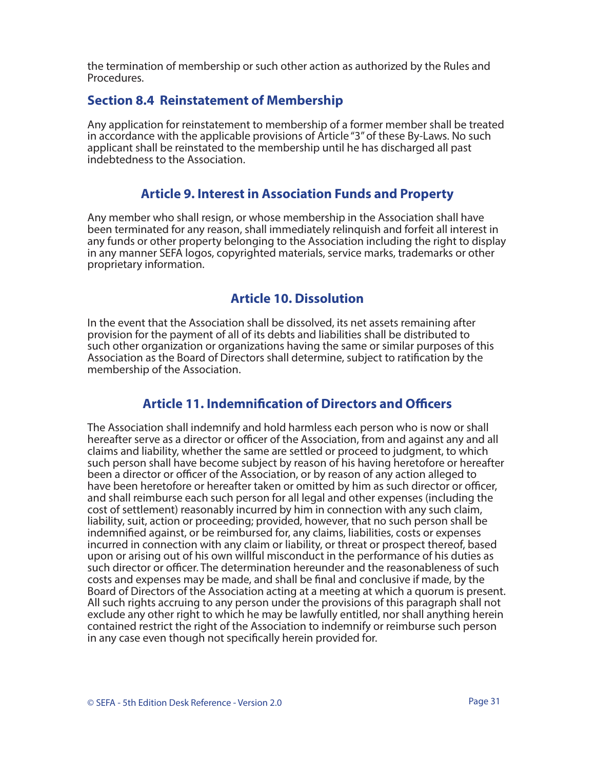the termination of membership or such other action as authorized by the Rules and Procedures.

### Section 8.4 Reinstatement of Membership

Any application for reinstatement to membership of a former member shall be treated in accordance with the applicable provisions of Article "3" of these By-Laws. No such applicant shall be reinstated to the membership until he has discharged all past indebtedness to the Association.

## Article 9. Interest in Association Funds and Property

Any member who shall resign, or whose membership in the Association shall have been terminated for any reason, shall immediately relinquish and forfeit all interest in any funds or other property belonging to the Association including the right to display in any manner SEFA logos, copyrighted materials, service marks, trademarks or other proprietary information.

## Article 10. Dissolution

In the event that the Association shall be dissolved, its net assets remaining after provision for the payment of all of its debts and liabilities shall be distributed to such other organization or organizations having the same or similar purposes of this Association as the Board of Directors shall determine, subject to ratification by the membership of the Association.

## Article 11. Indemnification of Directors and Officers

The Association shall indemnify and hold harmless each person who is now or shall hereafter serve as a director or officer of the Association, from and against any and all claims and liability, whether the same are settled or proceed to judgment, to which such person shall have become subject by reason of his having heretofore or hereafter been a director or officer of the Association, or by reason of any action alleged to have been heretofore or hereafter taken or omitted by him as such director or officer, and shall reimburse each such person for all legal and other expenses (including the cost of settlement) reasonably incurred by him in connection with any such claim, liability, suit, action or proceeding; provided, however, that no such person shall be indemnified against, or be reimbursed for, any claims, liabilities, costs or expenses incurred in connection with any claim or liability, or threat or prospect thereof, based upon or arising out of his own willful misconduct in the performance of his duties as such director or officer. The determination hereunder and the reasonableness of such costs and expenses may be made, and shall be final and conclusive if made, by the Board of Directors of the Association acting at a meeting at which a quorum is present. All such rights accruing to any person under the provisions of this paragraph shall not exclude any other right to which he may be lawfully entitled, nor shall anything herein contained restrict the right of the Association to indemnify or reimburse such person in any case even though not specifically herein provided for.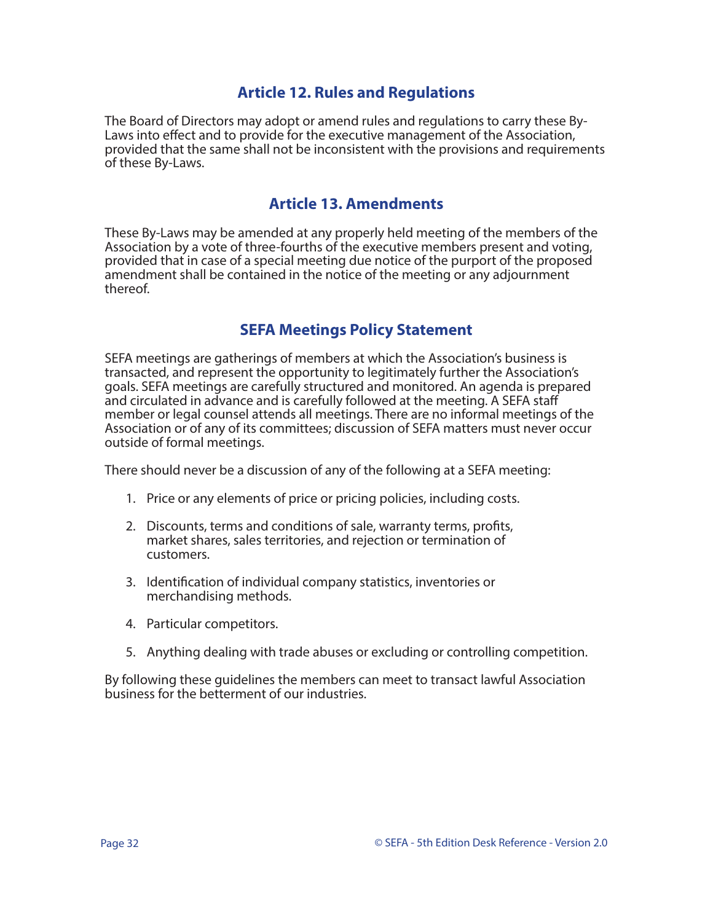## Article 12. Rules and Regulations

The Board of Directors may adopt or amend rules and regulations to carry these By-Laws into effect and to provide for the executive management of the Association, provided that the same shall not be inconsistent with the provisions and requirements of these By-Laws.

## Article 13. Amendments

These By-Laws may be amended at any properly held meeting of the members of the Association by a vote of three-fourths of the executive members present and voting, provided that in case of a special meeting due notice of the purport of the proposed amendment shall be contained in the notice of the meeting or any adjournment thereof.

## SEFA Meetings Policy Statement

SEFA meetings are gatherings of members at which the Association's business is transacted, and represent the opportunity to legitimately further the Association's goals. SEFA meetings are carefully structured and monitored. An agenda is prepared and circulated in advance and is carefully followed at the meeting. A SEFA staff member or legal counsel attends all meetings. There are no informal meetings of the Association or of any of its committees; discussion of SEFA matters must never occur outside of formal meetings.

There should never be a discussion of any of the following at a SEFA meeting:

1. Price or any elements of price or pricing policies, including costs.
2. Discounts, terms and conditions of sale, warranty terms, profits, market shares, sales territories, and rejection or termination of customers.
3. Identification of individual company statistics, inventories or merchandising methods.
4. Particular competitors.
5. Anything dealing with trade abuses or excluding or controlling competition.

By following these guidelines the members can meet to transact lawful Association business for the betterment of our industries.